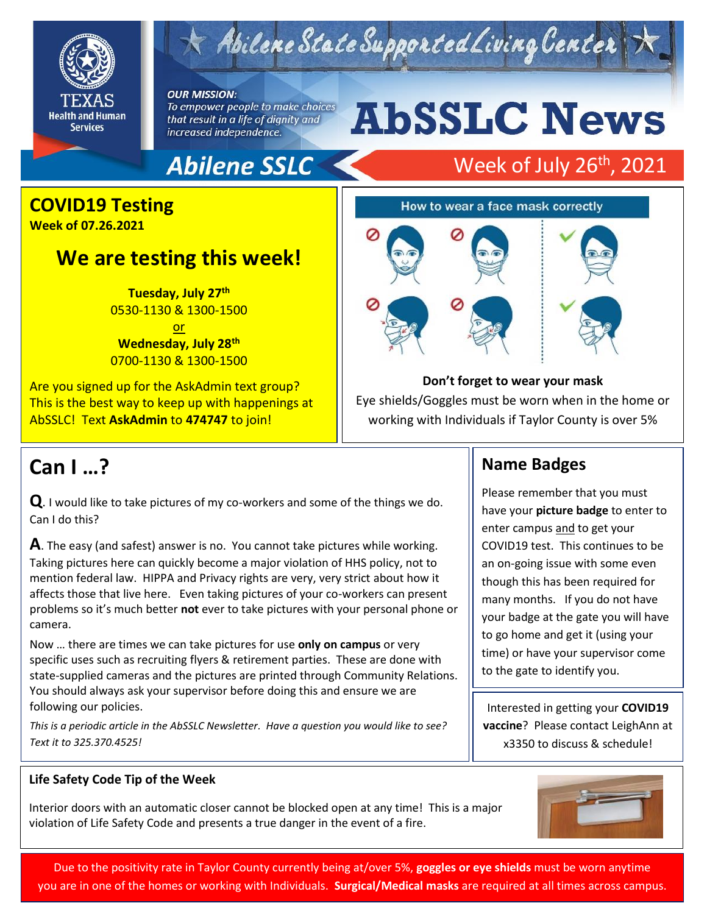# Abilene State Supported Living Center

TEXAS Health and Human Services

**OUR MISSION:** *To empower people to make choices that result in a life of dignity and increased independence.*

# AbSSLC News

**Abilene SSLC** — Week of July 26th, 2021

## COVID19 Testing

**Week of 07.26.2021**

### We are testing this week!

**Tuesday, July 27th**
0530-1130 & 1300-1500
or
**Wednesday, July 28th**
0700-1130 & 1300-1500

Are you signed up for the AskAdmin text group? This is the best way to keep up with happenings at AbSSLC! Text **AskAdmin** to **474747** to join!

How to wear a face mask correctly

**Don't forget to wear your mask**

Eye shields/Goggles must be worn when in the home or working with Individuals if Taylor County is over 5%

## Can I …?

**Q**. I would like to take pictures of my co-workers and some of the things we do. Can I do this?

**A**. The easy (and safest) answer is no. You cannot take pictures while working. Taking pictures here can quickly become a major violation of HHS policy, not to mention federal law. HIPPA and Privacy rights are very, very strict about how it affects those that live here. Even taking pictures of your co-workers can present problems so it's much better **not** ever to take pictures with your personal phone or camera.

Now … there are times we can take pictures for use **only on campus** or very specific uses such as recruiting flyers & retirement parties. These are done with state-supplied cameras and the pictures are printed through Community Relations. You should always ask your supervisor before doing this and ensure we are following our policies.

*This is a periodic article in the AbSSLC Newsletter. Have a question you would like to see? Text it to 325.370.4525!*

## Name Badges

Please remember that you must have your **picture badge** to enter to enter campus and to get your COVID19 test. This continues to be an on-going issue with some even though this has been required for many months. If you do not have your badge at the gate you will have to go home and get it (using your time) or have your supervisor come to the gate to identify you.

Interested in getting your **COVID19 vaccine**? Please contact LeighAnn at x3350 to discuss & schedule!

### Life Safety Code Tip of the Week

Interior doors with an automatic closer cannot be blocked open at any time! This is a major violation of Life Safety Code and presents a true danger in the event of a fire.

Due to the positivity rate in Taylor County currently being at/over 5%, **goggles or eye shields** must be worn anytime you are in one of the homes or working with Individuals. **Surgical/Medical masks** are required at all times across campus.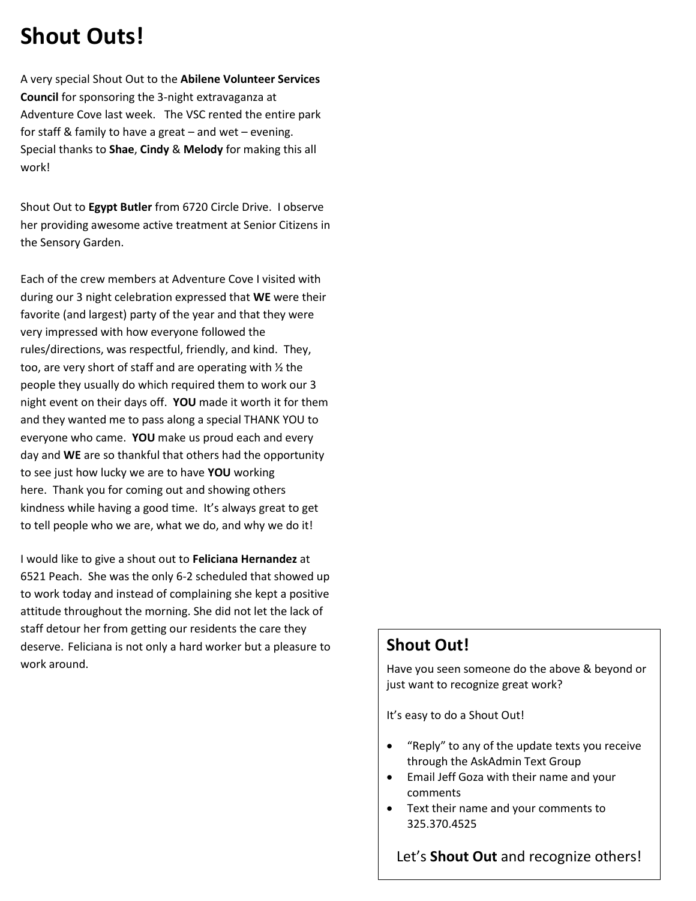# Shout Outs!

A very special Shout Out to the **Abilene Volunteer Services Council** for sponsoring the 3-night extravaganza at Adventure Cove last week. The VSC rented the entire park for staff & family to have a great – and wet – evening. Special thanks to **Shae**, **Cindy** & **Melody** for making this all work!

Shout Out to **Egypt Butler** from 6720 Circle Drive. I observe her providing awesome active treatment at Senior Citizens in the Sensory Garden.

Each of the crew members at Adventure Cove I visited with during our 3 night celebration expressed that **WE** were their favorite (and largest) party of the year and that they were very impressed with how everyone followed the rules/directions, was respectful, friendly, and kind. They, too, are very short of staff and are operating with ½ the people they usually do which required them to work our 3 night event on their days off. **YOU** made it worth it for them and they wanted me to pass along a special THANK YOU to everyone who came. **YOU** make us proud each and every day and **WE** are so thankful that others had the opportunity to see just how lucky we are to have **YOU** working here. Thank you for coming out and showing others kindness while having a good time. It's always great to get to tell people who we are, what we do, and why we do it!

I would like to give a shout out to **Feliciana Hernandez** at 6521 Peach. She was the only 6-2 scheduled that showed up to work today and instead of complaining she kept a positive attitude throughout the morning. She did not let the lack of staff detour her from getting our residents the care they deserve. Feliciana is not only a hard worker but a pleasure to work around.

## Shout Out!

Have you seen someone do the above & beyond or just want to recognize great work?

It's easy to do a Shout Out!

- "Reply" to any of the update texts you receive through the AskAdmin Text Group
- Email Jeff Goza with their name and your comments
- Text their name and your comments to 325.370.4525

Let's **Shout Out** and recognize others!